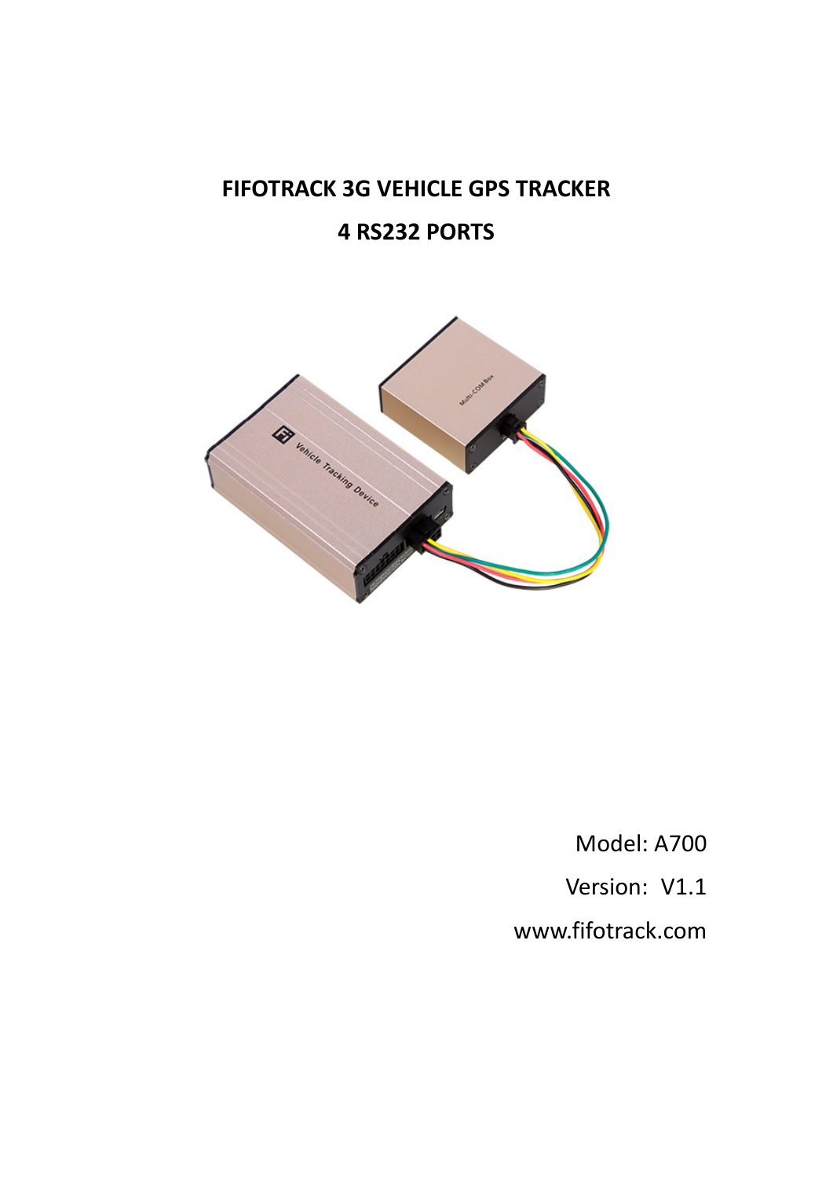# FIFOTRACK 3G VEHICLE GPS TRACKER

## 4 RS232 PORTS

Model: A700

Version: V1.1

www.fifotrack.com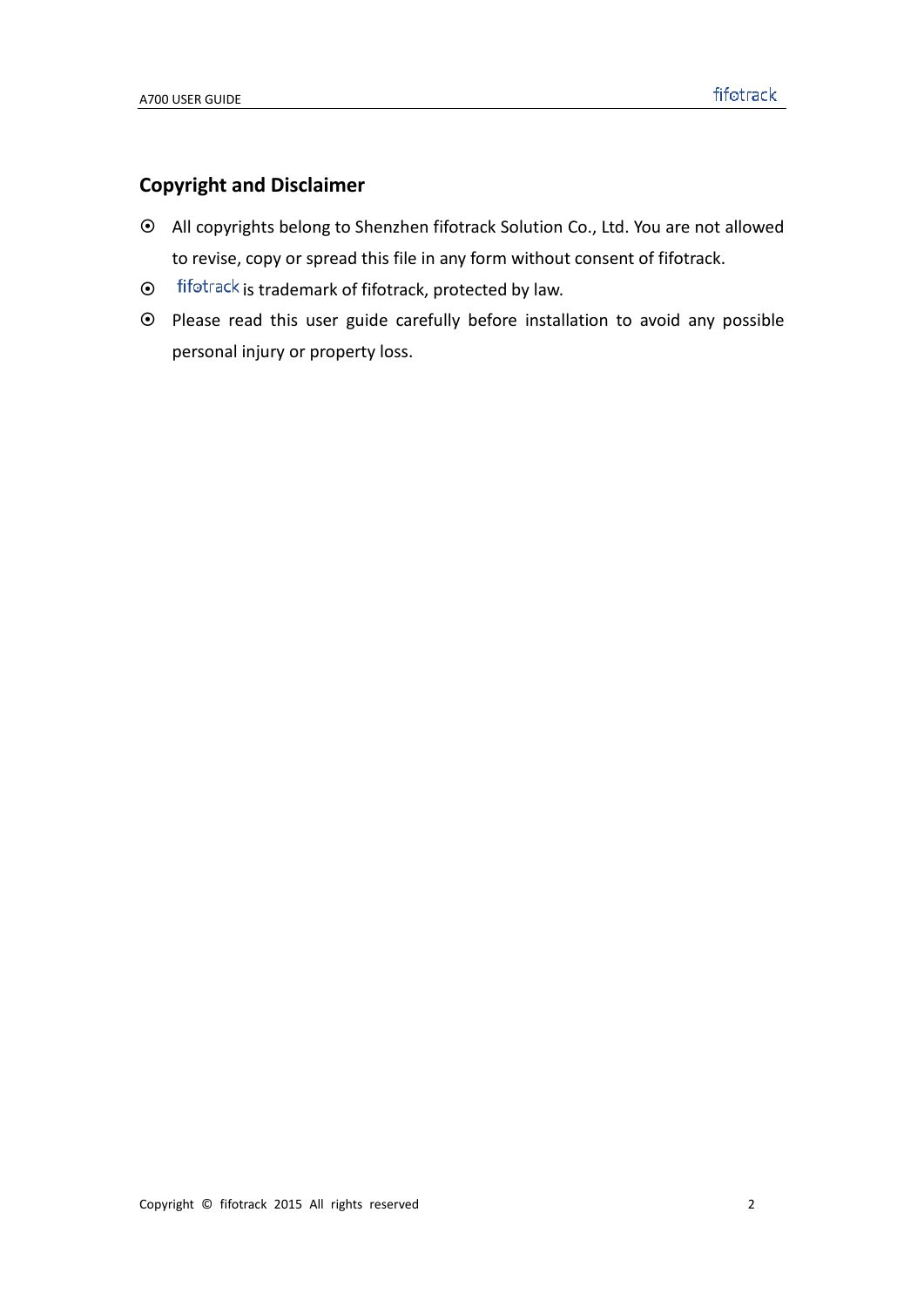## Copyright and Disclaimer

- All copyrights belong to Shenzhen fifotrack Solution Co., Ltd. You are not allowed to revise, copy or spread this file in any form without consent of fifotrack.
- fifotrack is trademark of fifotrack, protected by law.
- Please read this user guide carefully before installation to avoid any possible personal injury or property loss.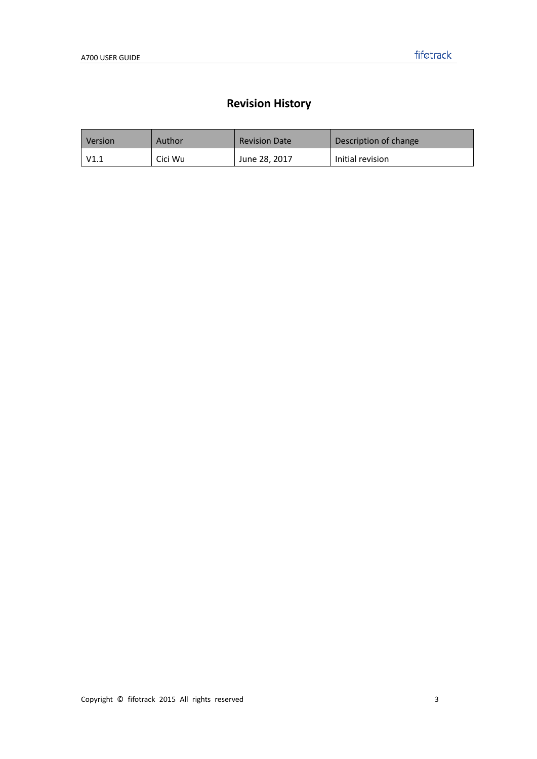# Revision History

| Version | Author | Revision Date | Description of change |
|---|---|---|---|
| V1.1 | Cici Wu | June 28, 2017 | Initial revision |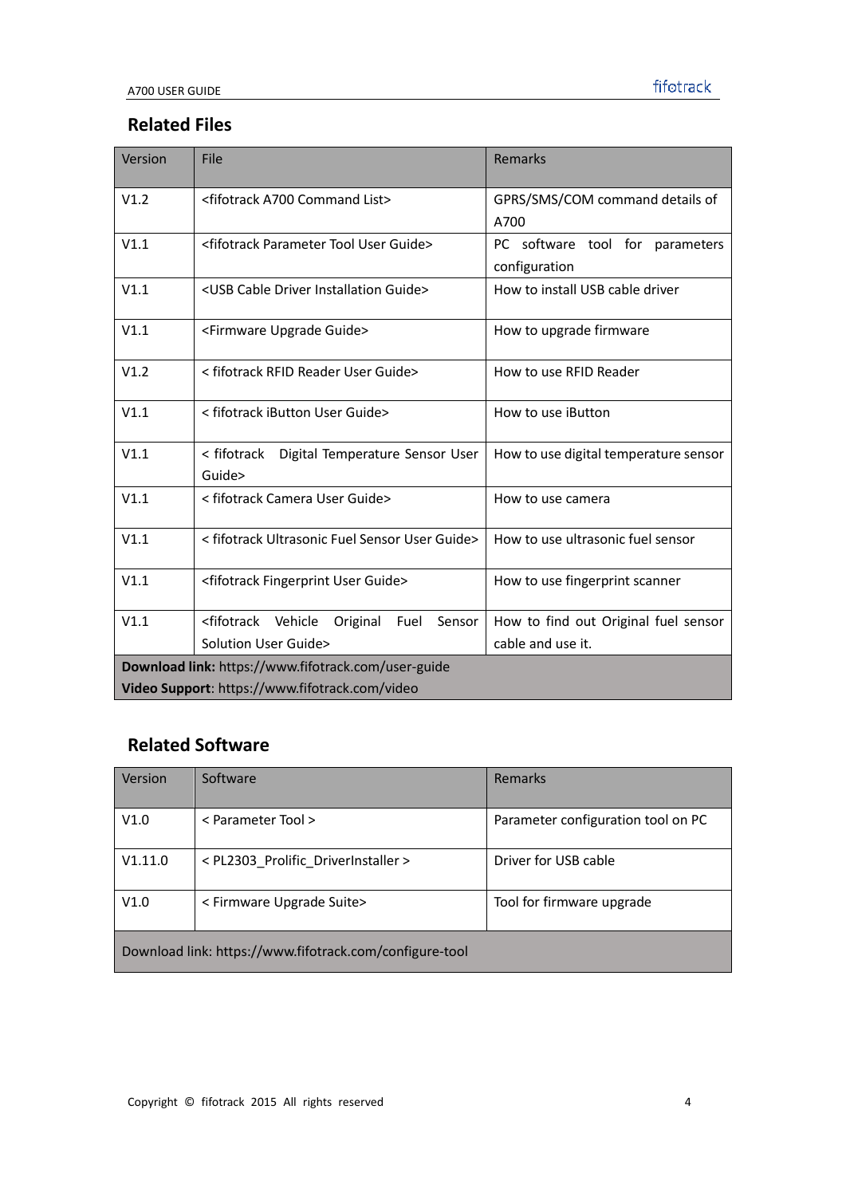## Related Files

| Version | File | Remarks |
|---|---|---|
| V1.2 | <fifotrack A700 Command List> | GPRS/SMS/COM command details of A700 |
| V1.1 | <fifotrack Parameter Tool User Guide> | PC software tool for parameters configuration |
| V1.1 | <USB Cable Driver Installation Guide> | How to install USB cable driver |
| V1.1 | <Firmware Upgrade Guide> | How to upgrade firmware |
| V1.2 | < fifotrack RFID Reader User Guide> | How to use RFID Reader |
| V1.1 | < fifotrack iButton User Guide> | How to use iButton |
| V1.1 | < fifotrack Digital Temperature Sensor User Guide> | How to use digital temperature sensor |
| V1.1 | < fifotrack Camera User Guide> | How to use camera |
| V1.1 | < fifotrack Ultrasonic Fuel Sensor User Guide> | How to use ultrasonic fuel sensor |
| V1.1 | <fifotrack Fingerprint User Guide> | How to use fingerprint scanner |
| V1.1 | <fifotrack Vehicle Original Fuel Sensor Solution User Guide> | How to find out Original fuel sensor cable and use it. |
| **Download link:** https://www.fifotrack.com/user-guide<br>**Video Support**: https://www.fifotrack.com/video | | |

## Related Software

| Version | Software | Remarks |
|---|---|---|
| V1.0 | < Parameter Tool > | Parameter configuration tool on PC |
| V1.11.0 | < PL2303_Prolific_DriverInstaller > | Driver for USB cable |
| V1.0 | < Firmware Upgrade Suite> | Tool for firmware upgrade |
| Download link: https://www.fifotrack.com/configure-tool | | |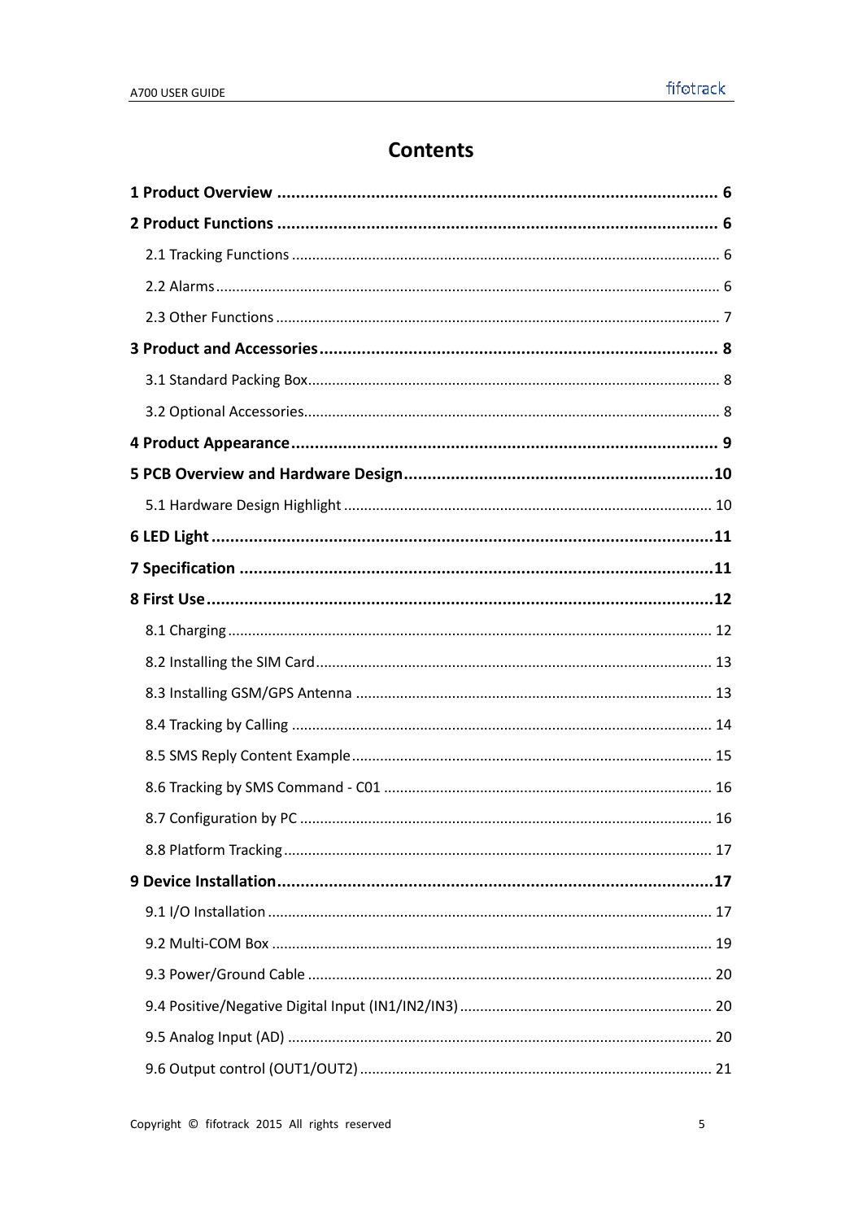# Contents

**1 Product Overview ............................................................................................ 6**

**2 Product Functions ............................................................................................ 6**

2.1 Tracking Functions ............................................................................................ 6

2.2 Alarms ............................................................................................ 6

2.3 Other Functions ............................................................................................ 7

**3 Product and Accessories ............................................................................................ 8**

3.1 Standard Packing Box ............................................................................................ 8

3.2 Optional Accessories ............................................................................................ 8

**4 Product Appearance ............................................................................................ 9**

**5 PCB Overview and Hardware Design ............................................................................................ 10**

5.1 Hardware Design Highlight ............................................................................................ 10

**6 LED Light ............................................................................................ 11**

**7 Specification ............................................................................................ 11**

**8 First Use ............................................................................................ 12**

8.1 Charging ............................................................................................ 12

8.2 Installing the SIM Card ............................................................................................ 13

8.3 Installing GSM/GPS Antenna ............................................................................................ 13

8.4 Tracking by Calling ............................................................................................ 14

8.5 SMS Reply Content Example ............................................................................................ 15

8.6 Tracking by SMS Command - C01 ............................................................................................ 16

8.7 Configuration by PC ............................................................................................ 16

8.8 Platform Tracking ............................................................................................ 17

**9 Device Installation ............................................................................................ 17**

9.1 I/O Installation ............................................................................................ 17

9.2 Multi-COM Box ............................................................................................ 19

9.3 Power/Ground Cable ............................................................................................ 20

9.4 Positive/Negative Digital Input (IN1/IN2/IN3) ............................................................................................ 20

9.5 Analog Input (AD) ............................................................................................ 20

9.6 Output control (OUT1/OUT2) ............................................................................................ 21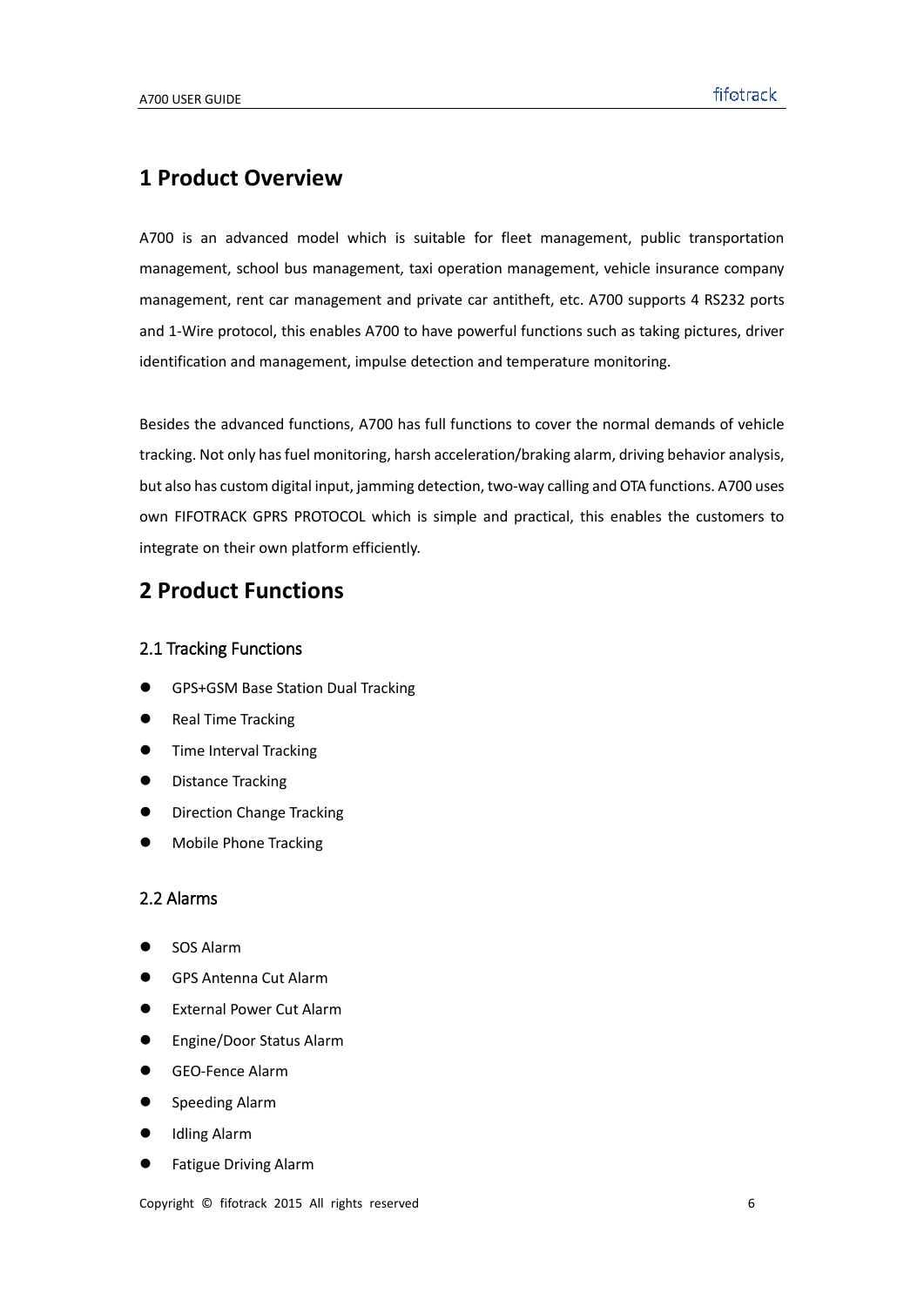# 1 Product Overview

A700 is an advanced model which is suitable for fleet management, public transportation management, school bus management, taxi operation management, vehicle insurance company management, rent car management and private car antitheft, etc. A700 supports 4 RS232 ports and 1-Wire protocol, this enables A700 to have powerful functions such as taking pictures, driver identification and management, impulse detection and temperature monitoring.

Besides the advanced functions, A700 has full functions to cover the normal demands of vehicle tracking. Not only has fuel monitoring, harsh acceleration/braking alarm, driving behavior analysis, but also has custom digital input, jamming detection, two-way calling and OTA functions. A700 uses own FIFOTRACK GPRS PROTOCOL which is simple and practical, this enables the customers to integrate on their own platform efficiently.

# 2 Product Functions

## 2.1 Tracking Functions

- GPS+GSM Base Station Dual Tracking
- Real Time Tracking
- Time Interval Tracking
- Distance Tracking
- Direction Change Tracking
- Mobile Phone Tracking

## 2.2 Alarms

- SOS Alarm
- GPS Antenna Cut Alarm
- External Power Cut Alarm
- Engine/Door Status Alarm
- GEO-Fence Alarm
- Speeding Alarm
- Idling Alarm
- Fatigue Driving Alarm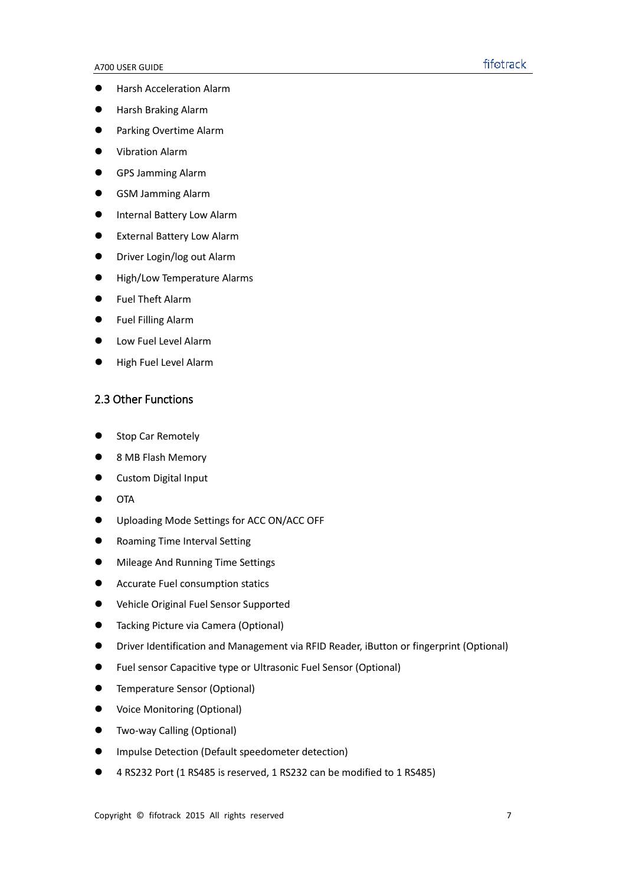- Harsh Acceleration Alarm
- Harsh Braking Alarm
- Parking Overtime Alarm
- Vibration Alarm
- GPS Jamming Alarm
- GSM Jamming Alarm
- Internal Battery Low Alarm
- External Battery Low Alarm
- Driver Login/log out Alarm
- High/Low Temperature Alarms
- Fuel Theft Alarm
- Fuel Filling Alarm
- Low Fuel Level Alarm
- High Fuel Level Alarm

## 2.3 Other Functions

- Stop Car Remotely
- 8 MB Flash Memory
- Custom Digital Input
- OTA
- Uploading Mode Settings for ACC ON/ACC OFF
- Roaming Time Interval Setting
- Mileage And Running Time Settings
- Accurate Fuel consumption statics
- Vehicle Original Fuel Sensor Supported
- Tacking Picture via Camera (Optional)
- Driver Identification and Management via RFID Reader, iButton or fingerprint (Optional)
- Fuel sensor Capacitive type or Ultrasonic Fuel Sensor (Optional)
- Temperature Sensor (Optional)
- Voice Monitoring (Optional)
- Two-way Calling (Optional)
- Impulse Detection (Default speedometer detection)
- 4 RS232 Port (1 RS485 is reserved, 1 RS232 can be modified to 1 RS485)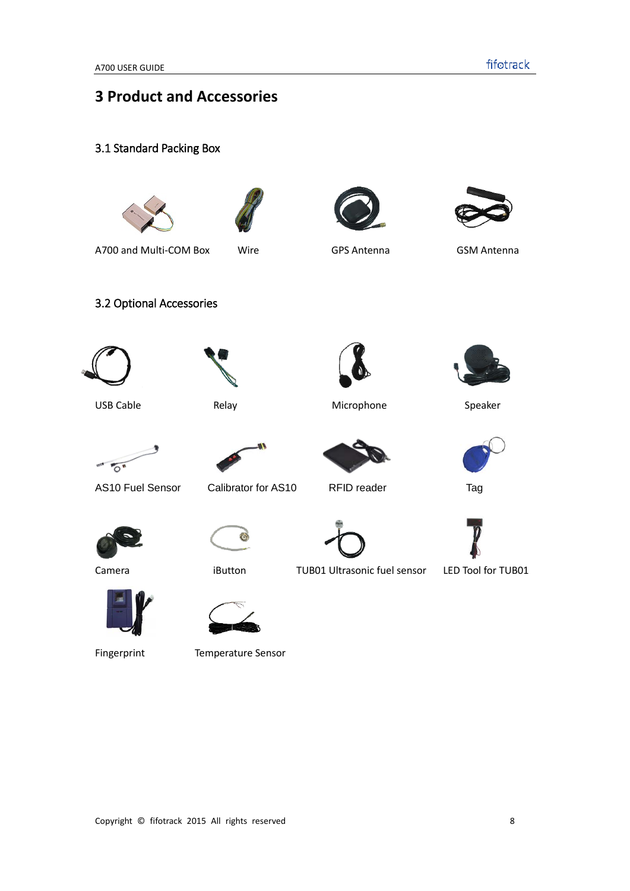# 3 Product and Accessories

## 3.1 Standard Packing Box

A700 and Multi-COM Box

Wire

GPS Antenna

GSM Antenna

## 3.2 Optional Accessories

USB Cable

Relay

Microphone

Speaker

AS10 Fuel Sensor

Calibrator for AS10

RFID reader

Tag

Camera

iButton

TUB01 Ultrasonic fuel sensor

LED Tool for TUB01

Fingerprint

Temperature Sensor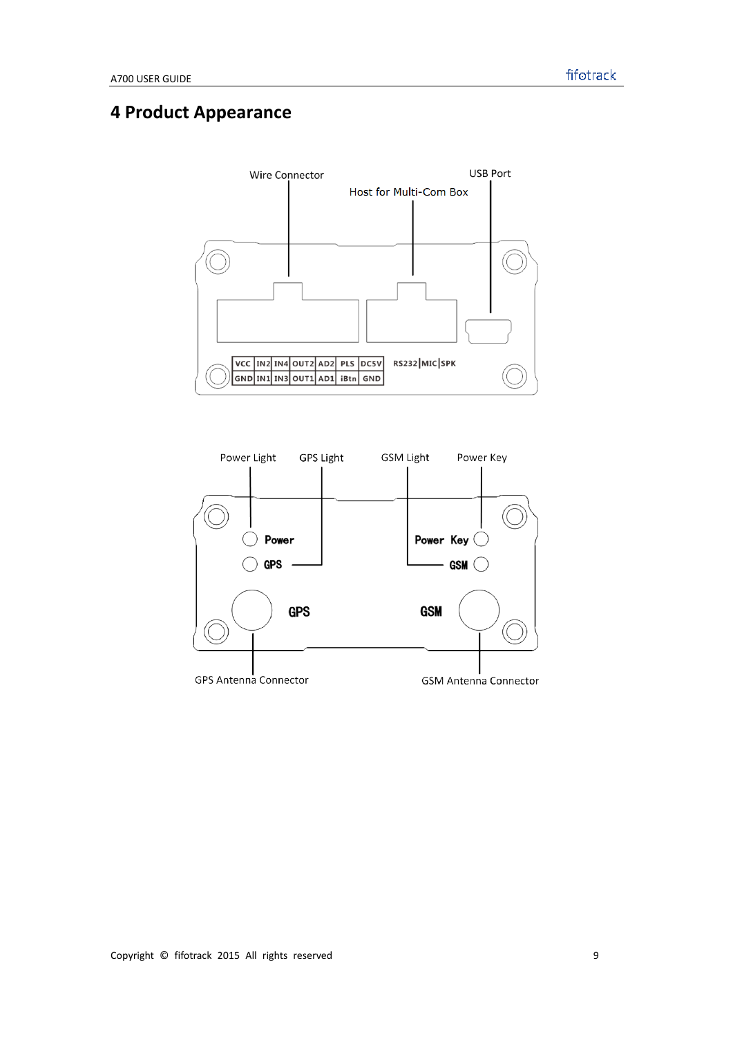# 4 Product Appearance

Wire Connector

Host for Multi-Com Box

USB Port

VCC IN2 IN4 OUT2 AD2 PLS DC5V

GND IN1 IN3 OUT1 AD1 iBtn GND

RS232|MIC|SPK

Power Light

GPS Light

GSM Light

Power Key

Power

GPS

Power Key

GSM

GPS

GSM

GPS Antenna Connector

GSM Antenna Connector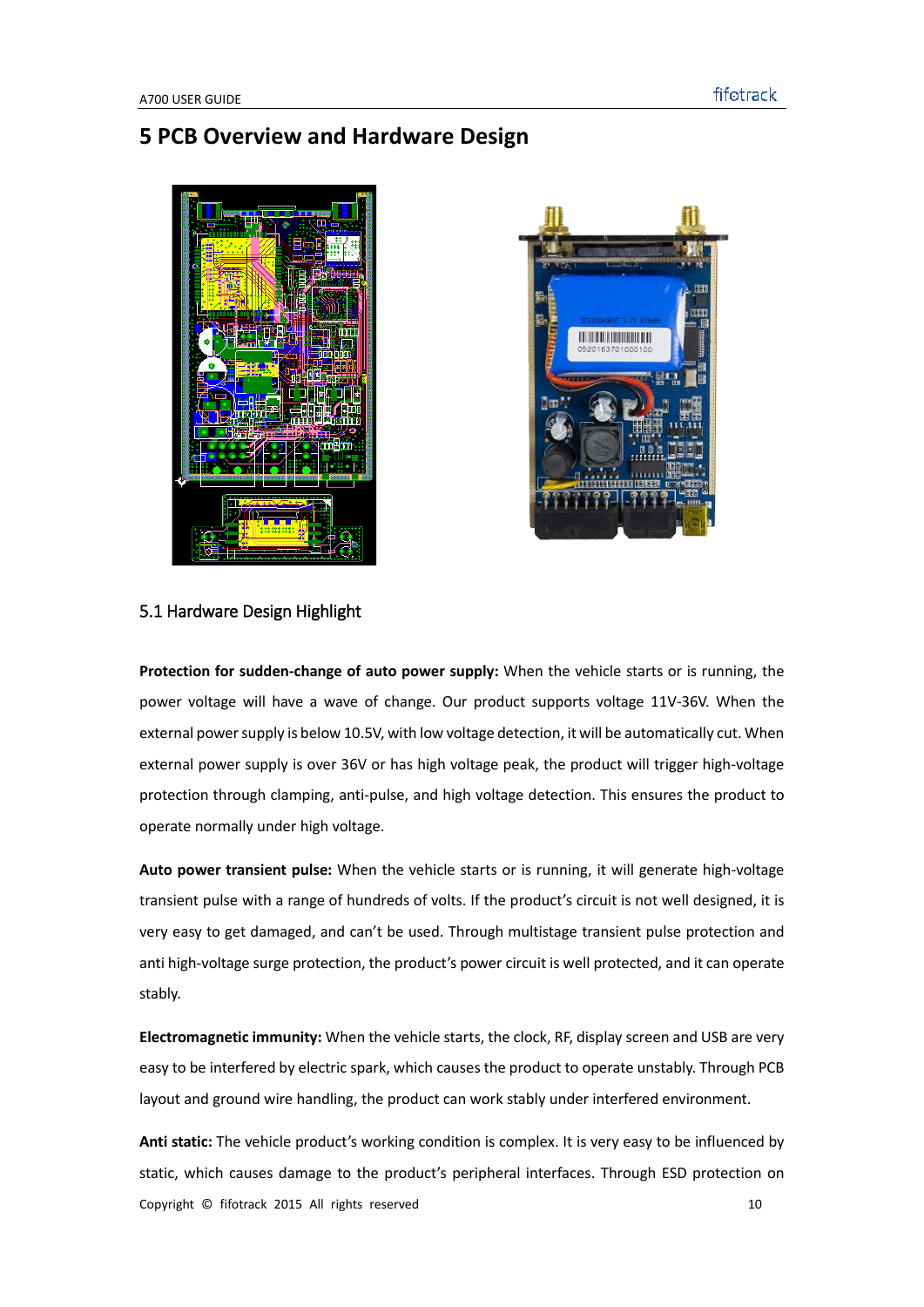# 5 PCB Overview and Hardware Design

## 5.1 Hardware Design Highlight

**Protection for sudden-change of auto power supply:** When the vehicle starts or is running, the power voltage will have a wave of change. Our product supports voltage 11V-36V. When the external power supply is below 10.5V, with low voltage detection, it will be automatically cut. When external power supply is over 36V or has high voltage peak, the product will trigger high-voltage protection through clamping, anti-pulse, and high voltage detection. This ensures the product to operate normally under high voltage.

**Auto power transient pulse:** When the vehicle starts or is running, it will generate high-voltage transient pulse with a range of hundreds of volts. If the product's circuit is not well designed, it is very easy to get damaged, and can't be used. Through multistage transient pulse protection and anti high-voltage surge protection, the product's power circuit is well protected, and it can operate stably.

**Electromagnetic immunity:** When the vehicle starts, the clock, RF, display screen and USB are very easy to be interfered by electric spark, which causes the product to operate unstably. Through PCB layout and ground wire handling, the product can work stably under interfered environment.

**Anti static:** The vehicle product's working condition is complex. It is very easy to be influenced by static, which causes damage to the product's peripheral interfaces. Through ESD protection on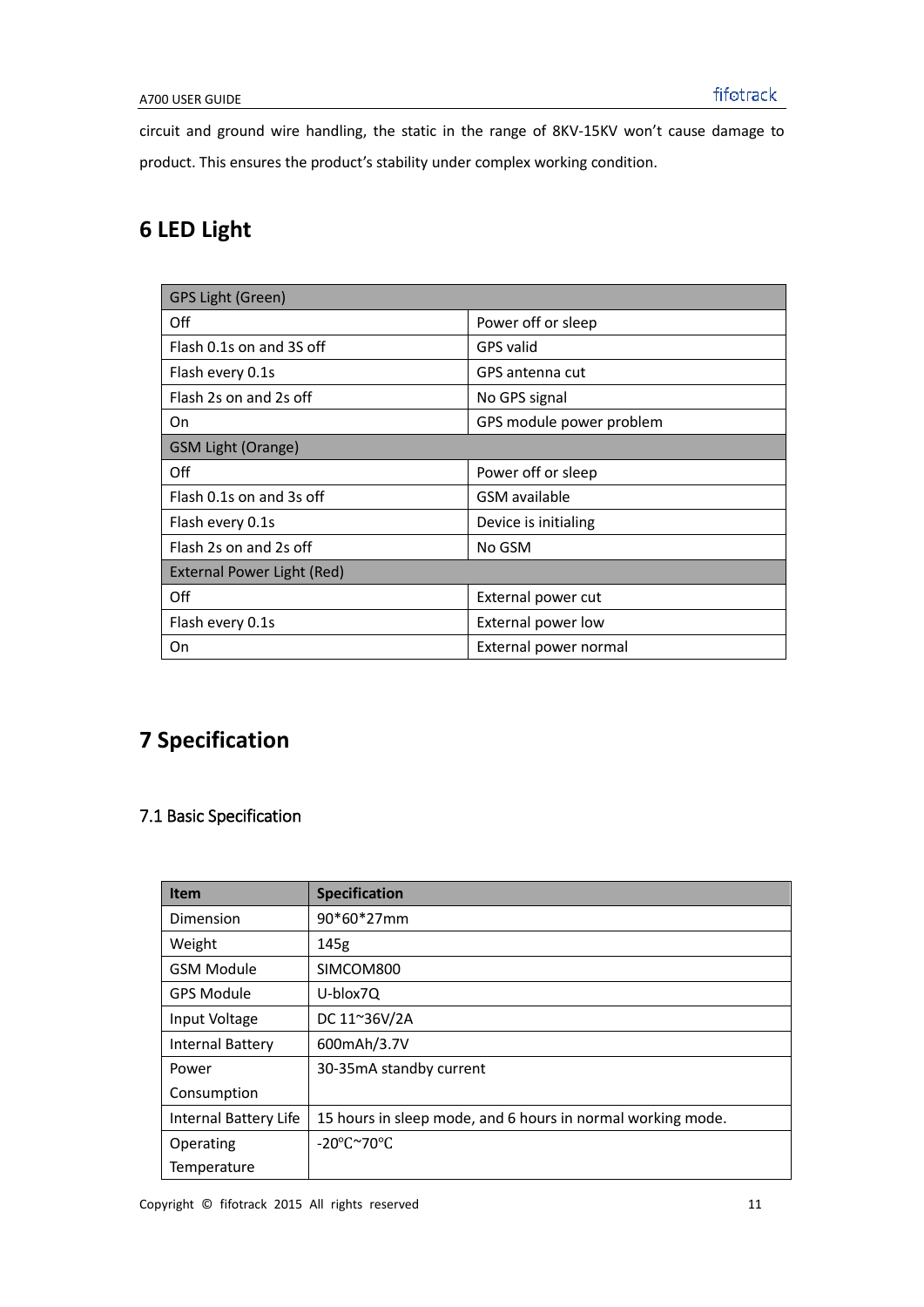circuit and ground wire handling, the static in the range of 8KV-15KV won't cause damage to product. This ensures the product's stability under complex working condition.

# 6 LED Light

| GPS Light (Green) | |
|---|---|
| Off | Power off or sleep |
| Flash 0.1s on and 3S off | GPS valid |
| Flash every 0.1s | GPS antenna cut |
| Flash 2s on and 2s off | No GPS signal |
| On | GPS module power problem |
| GSM Light (Orange) | |
| Off | Power off or sleep |
| Flash 0.1s on and 3s off | GSM available |
| Flash every 0.1s | Device is initialing |
| Flash 2s on and 2s off | No GSM |
| External Power Light (Red) | |
| Off | External power cut |
| Flash every 0.1s | External power low |
| On | External power normal |

# 7 Specification

## 7.1 Basic Specification

| Item | Specification |
|---|---|
| Dimension | 90*60*27mm |
| Weight | 145g |
| GSM Module | SIMCOM800 |
| GPS Module | U-blox7Q |
| Input Voltage | DC 11~36V/2A |
| Internal Battery | 600mAh/3.7V |
| Power Consumption | 30-35mA standby current |
| Internal Battery Life | 15 hours in sleep mode, and 6 hours in normal working mode. |
| Operating Temperature | -20℃~70℃ |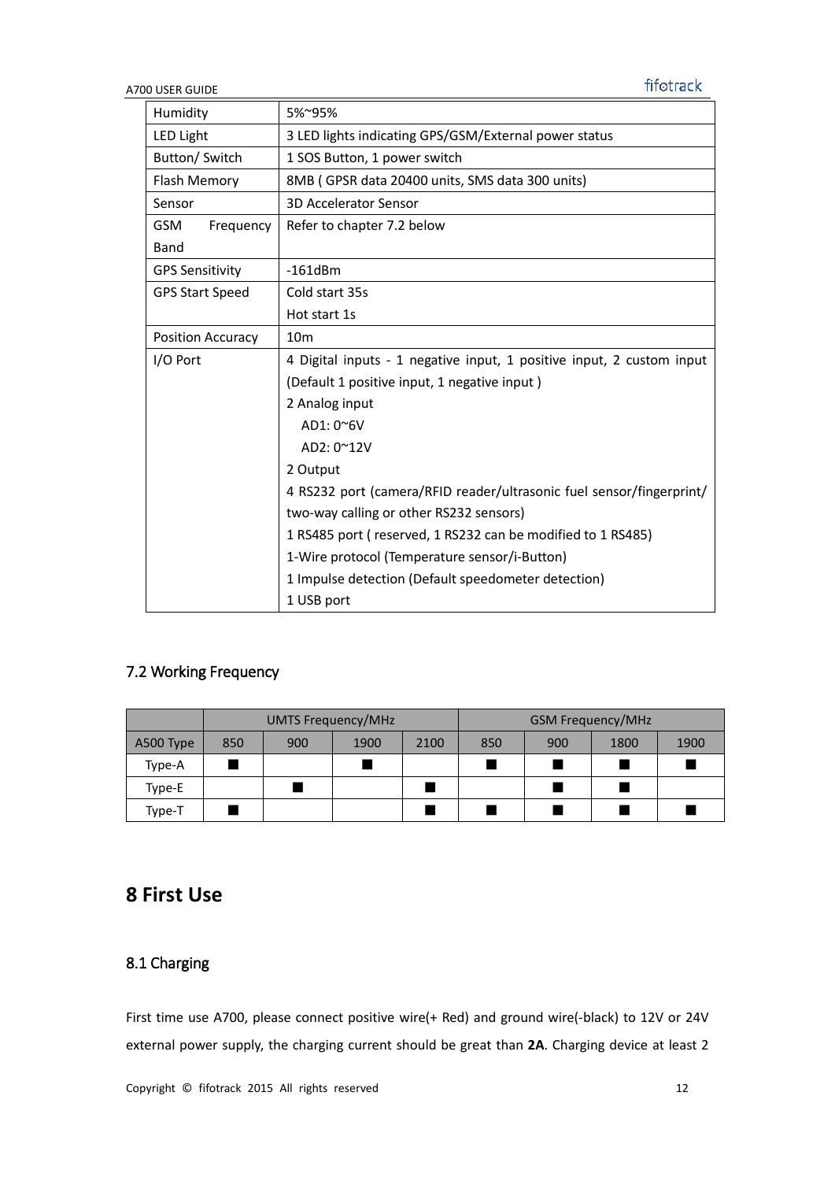| | |
|---|---|
| Humidity | 5%~95% |
| LED Light | 3 LED lights indicating GPS/GSM/External power status |
| Button/ Switch | 1 SOS Button, 1 power switch |
| Flash Memory | 8MB ( GPSR data 20400 units, SMS data 300 units) |
| Sensor | 3D Accelerator Sensor |
| GSM Frequency Band | Refer to chapter 7.2 below |
| GPS Sensitivity | -161dBm |
| GPS Start Speed | Cold start 35s<br>Hot start 1s |
| Position Accuracy | 10m |
| I/O Port | 4 Digital inputs - 1 negative input, 1 positive input, 2 custom input (Default 1 positive input, 1 negative input )<br>2 Analog input<br>AD1: 0~6V<br>AD2: 0~12V<br>2 Output<br>4 RS232 port (camera/RFID reader/ultrasonic fuel sensor/fingerprint/ two-way calling or other RS232 sensors)<br>1 RS485 port ( reserved, 1 RS232 can be modified to 1 RS485)<br>1-Wire protocol (Temperature sensor/i-Button)<br>1 Impulse detection (Default speedometer detection)<br>1 USB port |

## 7.2 Working Frequency

| | UMTS Frequency/MHz | | | | GSM Frequency/MHz | | | |
|---|---|---|---|---|---|---|---|---|
| A500 Type | 850 | 900 | 1900 | 2100 | 850 | 900 | 1800 | 1900 |
| Type-A | ■ | | ■ | | ■ | ■ | ■ | ■ |
| Type-E | | ■ | | ■ | | ■ | ■ | |
| Type-T | ■ | | | ■ | ■ | ■ | ■ | ■ |

# 8 First Use

## 8.1 Charging

First time use A700, please connect positive wire(+ Red) and ground wire(-black) to 12V or 24V external power supply, the charging current should be great than **2A**. Charging device at least 2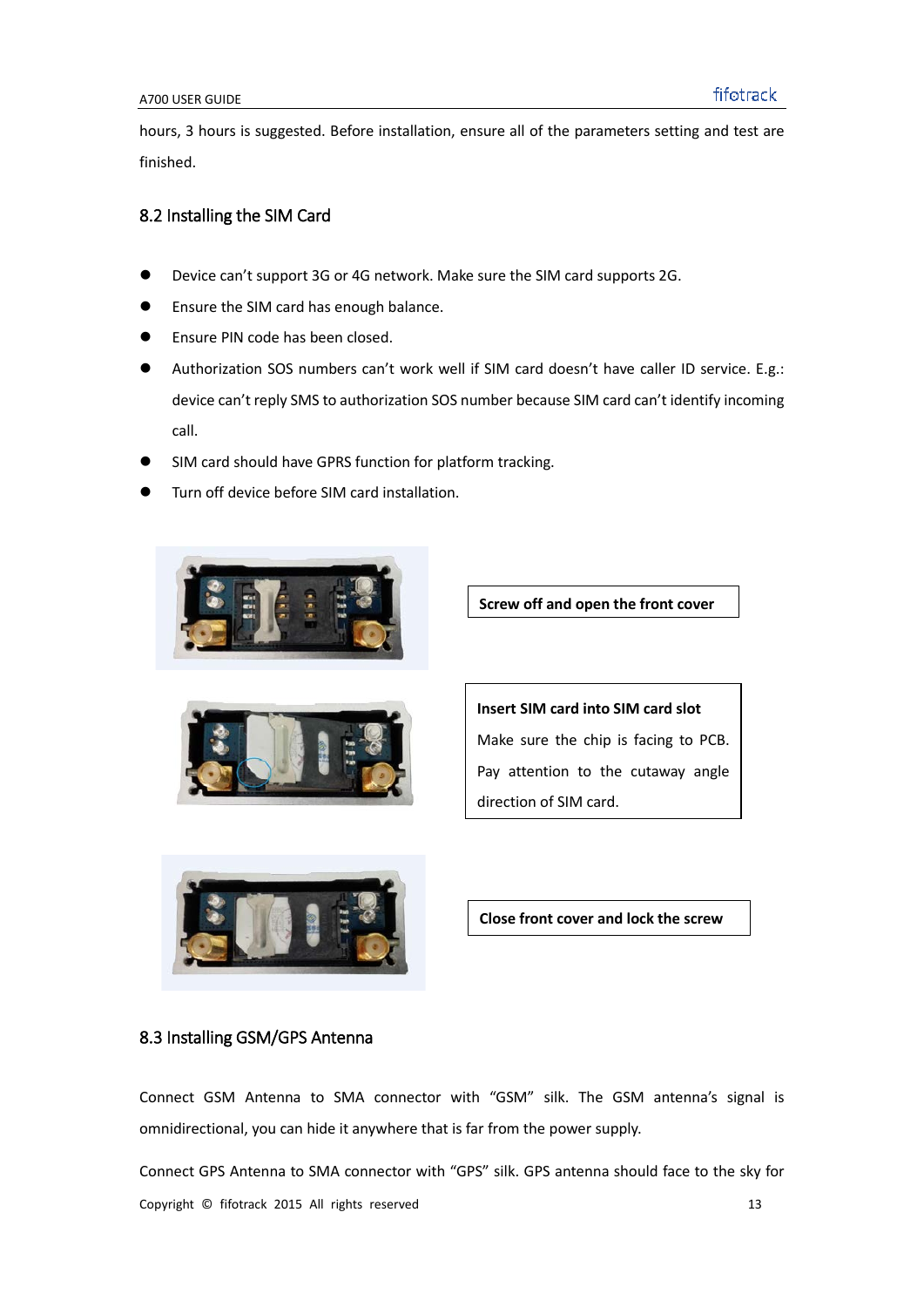hours, 3 hours is suggested. Before installation, ensure all of the parameters setting and test are finished.

## 8.2 Installing the SIM Card

- Device can't support 3G or 4G network. Make sure the SIM card supports 2G.
- Ensure the SIM card has enough balance.
- Ensure PIN code has been closed.
- Authorization SOS numbers can't work well if SIM card doesn't have caller ID service. E.g.: device can't reply SMS to authorization SOS number because SIM card can't identify incoming call.
- SIM card should have GPRS function for platform tracking.
- Turn off device before SIM card installation.

**Screw off and open the front cover**

**Insert SIM card into SIM card slot**

Make sure the chip is facing to PCB. Pay attention to the cutaway angle direction of SIM card.

**Close front cover and lock the screw**

## 8.3 Installing GSM/GPS Antenna

Connect GSM Antenna to SMA connector with "GSM" silk. The GSM antenna's signal is omnidirectional, you can hide it anywhere that is far from the power supply.

Connect GPS Antenna to SMA connector with "GPS" silk. GPS antenna should face to the sky for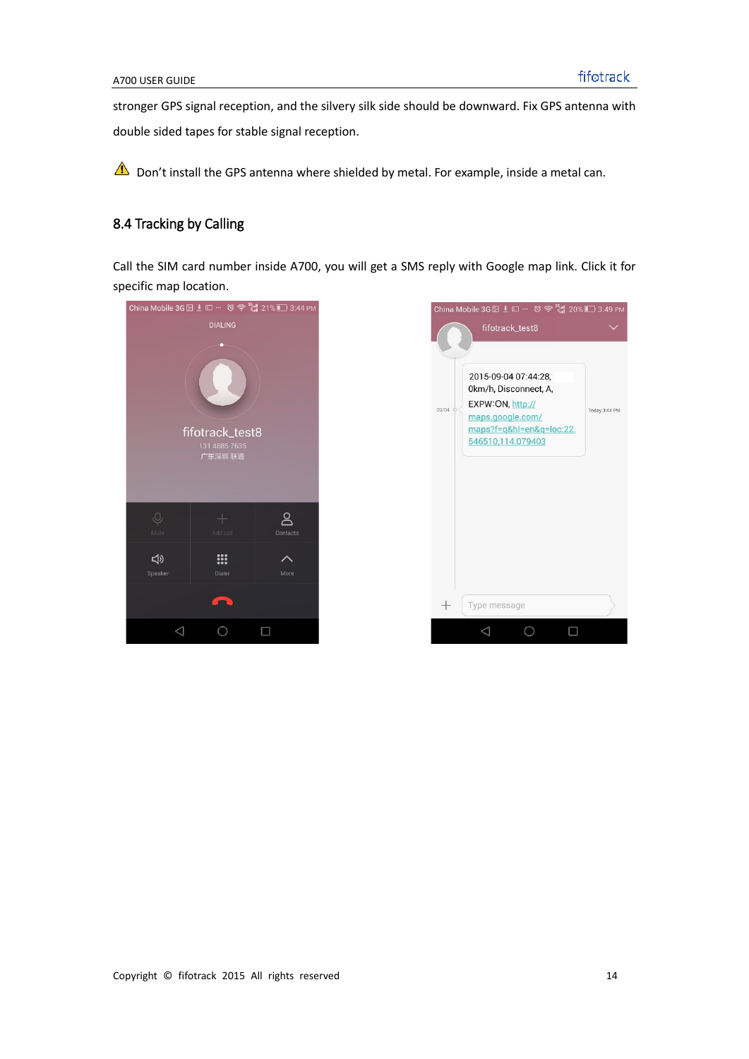stronger GPS signal reception, and the silvery silk side should be downward. Fix GPS antenna with double sided tapes for stable signal reception.

⚠ Don't install the GPS antenna where shielded by metal. For example, inside a metal can.

## 8.4 Tracking by Calling

Call the SIM card number inside A700, you will get a SMS reply with Google map link. Click it for specific map location.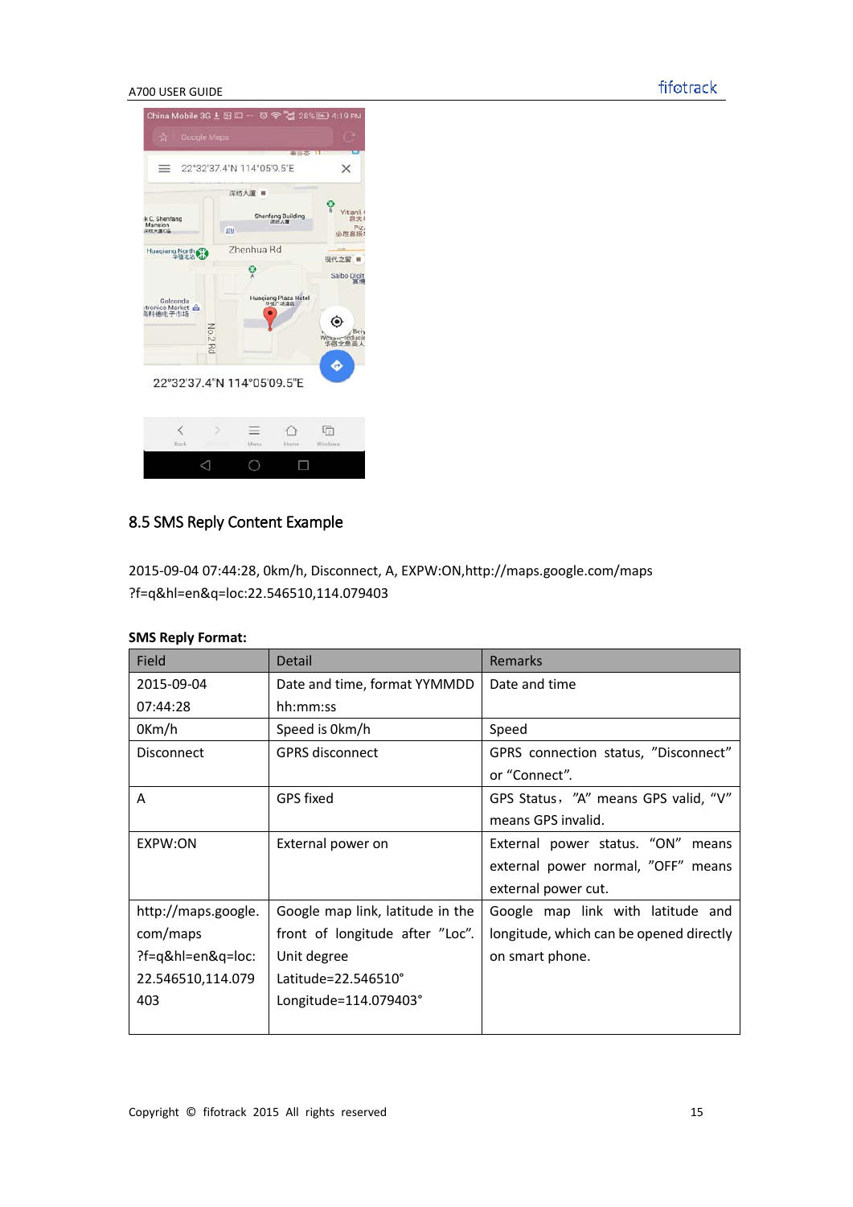## 8.5 SMS Reply Content Example

2015-09-04 07:44:28, 0km/h, Disconnect, A, EXPW:ON,http://maps.google.com/maps ?f=q&hl=en&q=loc:22.546510,114.079403

**SMS Reply Format:**

| Field | Detail | Remarks |
|---|---|---|
| 2015-09-04 07:44:28 | Date and time, format YYMMDD hh:mm:ss | Date and time |
| 0Km/h | Speed is 0km/h | Speed |
| Disconnect | GPRS disconnect | GPRS connection status, "Disconnect" or "Connect". |
| A | GPS fixed | GPS Status, "A" means GPS valid, "V" means GPS invalid. |
| EXPW:ON | External power on | External power status. "ON" means external power normal, "OFF" means external power cut. |
| http://maps.google.com/maps ?f=q&hl=en&q=loc:22.546510,114.079403 | Google map link, latitude in the front of longitude after "Loc". Unit degree Latitude=22.546510° Longitude=114.079403° | Google map link with latitude and longitude, which can be opened directly on smart phone. |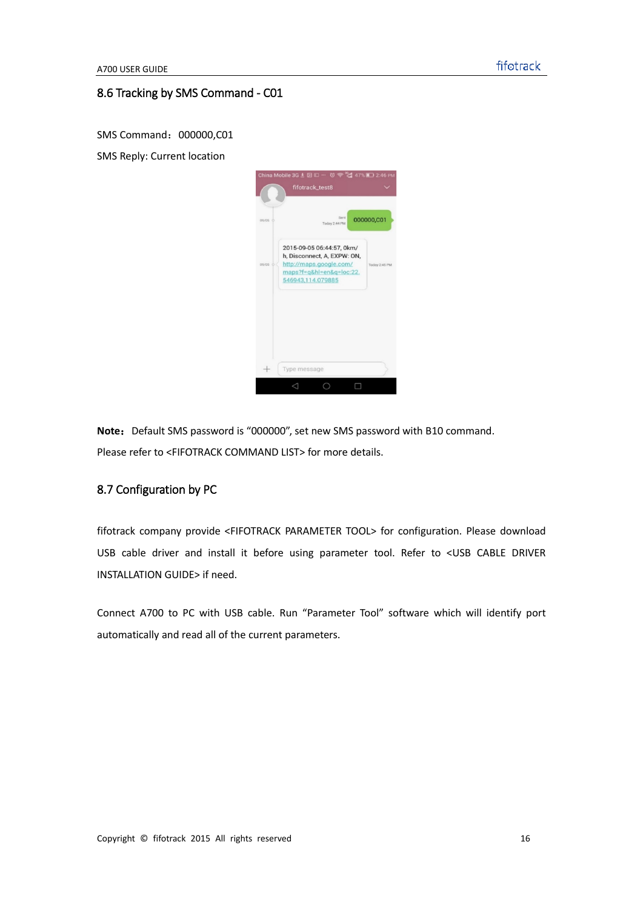## 8.6 Tracking by SMS Command - C01

SMS Command：000000,C01

SMS Reply: Current location

**Note：** Default SMS password is “000000”, set new SMS password with B10 command.

Please refer to <FIFOTRACK COMMAND LIST> for more details.

## 8.7 Configuration by PC

fifotrack company provide <FIFOTRACK PARAMETER TOOL> for configuration. Please download USB cable driver and install it before using parameter tool. Refer to <USB CABLE DRIVER INSTALLATION GUIDE> if need.

Connect A700 to PC with USB cable. Run “Parameter Tool” software which will identify port automatically and read all of the current parameters.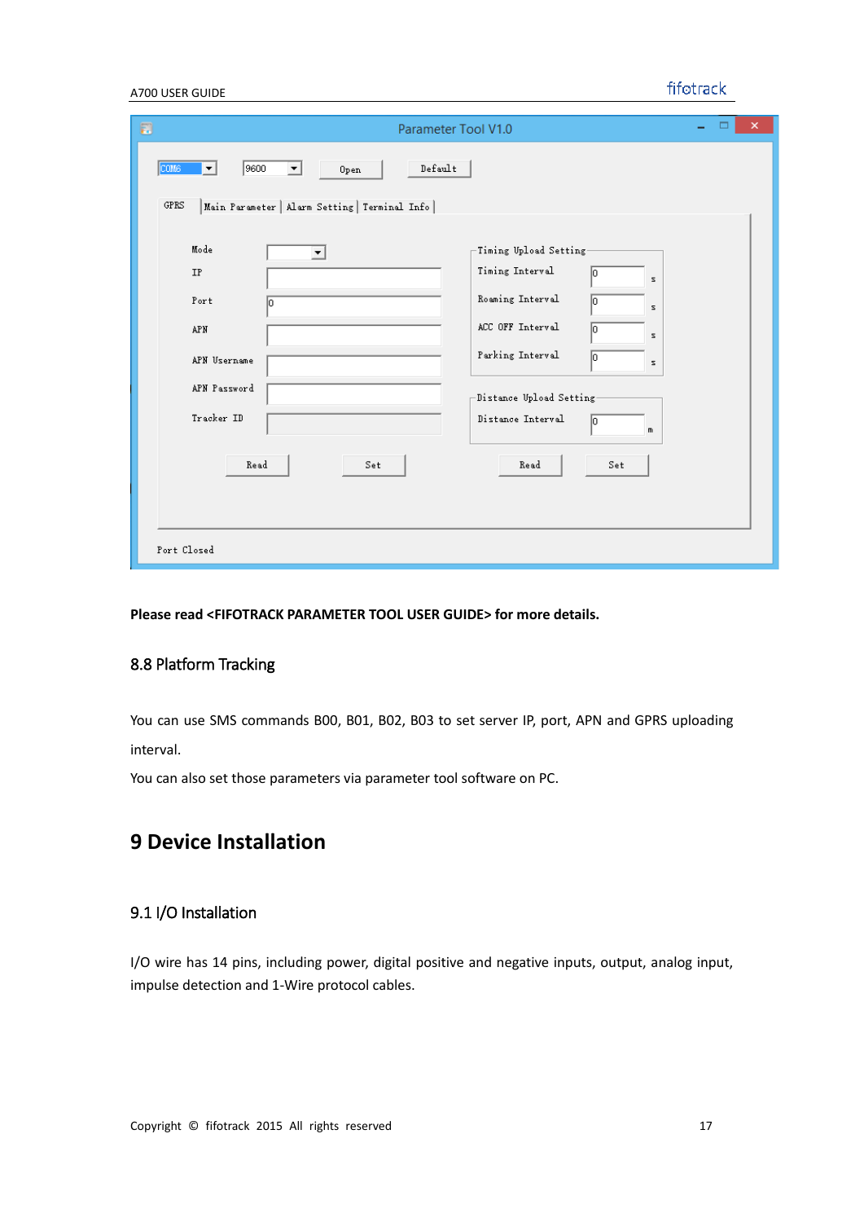**Please read <FIFOTRACK PARAMETER TOOL USER GUIDE> for more details.**

### 8.8 Platform Tracking

You can use SMS commands B00, B01, B02, B03 to set server IP, port, APN and GPRS uploading interval.

You can also set those parameters via parameter tool software on PC.

## 9 Device Installation

### 9.1 I/O Installation

I/O wire has 14 pins, including power, digital positive and negative inputs, output, analog input, impulse detection and 1-Wire protocol cables.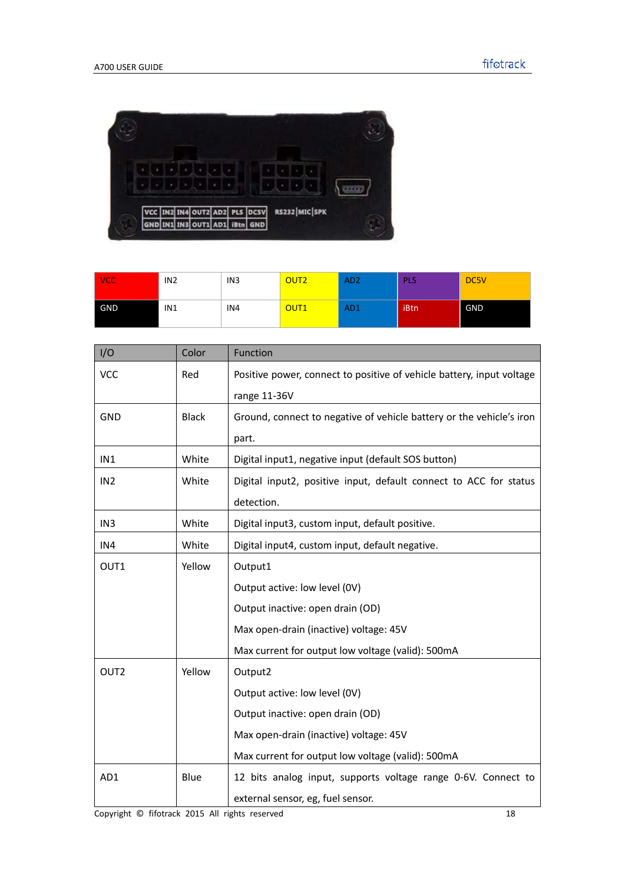| | | | | | | |
|---|---|---|---|---|---|---|
| VCC | IN2 | IN3 | OUT2 | AD2 | PLS | DC5V |
| GND | IN1 | IN4 | OUT1 | AD1 | iBtn | GND |

| I/O | Color | Function |
|---|---|---|
| VCC | Red | Positive power, connect to positive of vehicle battery, input voltage range 11-36V |
| GND | Black | Ground, connect to negative of vehicle battery or the vehicle's iron part. |
| IN1 | White | Digital input1, negative input (default SOS button) |
| IN2 | White | Digital input2, positive input, default connect to ACC for status detection. |
| IN3 | White | Digital input3, custom input, default positive. |
| IN4 | White | Digital input4, custom input, default negative. |
| OUT1 | Yellow | Output1<br>Output active: low level (0V)<br>Output inactive: open drain (OD)<br>Max open-drain (inactive) voltage: 45V<br>Max current for output low voltage (valid): 500mA |
| OUT2 | Yellow | Output2<br>Output active: low level (0V)<br>Output inactive: open drain (OD)<br>Max open-drain (inactive) voltage: 45V<br>Max current for output low voltage (valid): 500mA |
| AD1 | Blue | 12 bits analog input, supports voltage range 0-6V. Connect to external sensor, eg, fuel sensor. |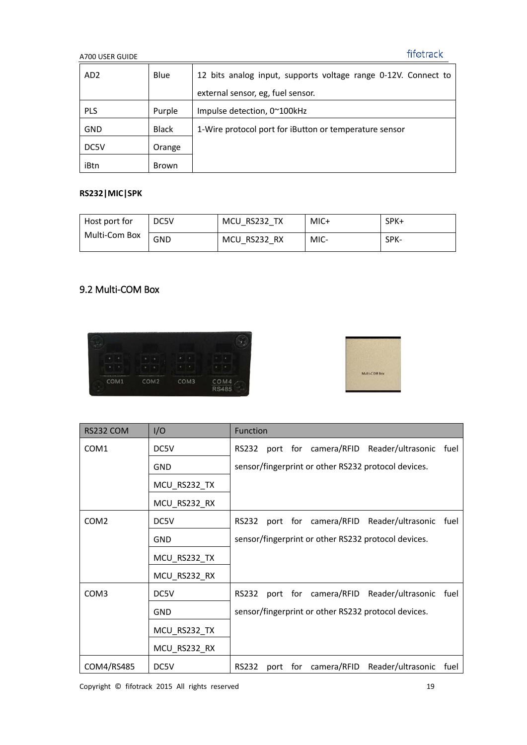| | | |
|---|---|---|
| AD2 | Blue | 12 bits analog input, supports voltage range 0-12V. Connect to external sensor, eg, fuel sensor. |
| PLS | Purple | Impulse detection, 0~100kHz |
| GND | Black | 1-Wire protocol port for iButton or temperature sensor |
| DC5V | Orange | |
| iBtn | Brown | |

**RS232|MIC|SPK**

| | | | | |
|---|---|---|---|---|
| Host port for Multi-Com Box | DC5V | MCU_RS232_TX | MIC+ | SPK+ |
| | GND | MCU_RS232_RX | MIC- | SPK- |

## 9.2 Multi-COM Box

| RS232 COM | I/O | Function |
|---|---|---|
| COM1 | DC5V | RS232 port for camera/RFID Reader/ultrasonic fuel sensor/fingerprint or other RS232 protocol devices. |
| | GND | |
| | MCU_RS232_TX | |
| | MCU_RS232_RX | |
| COM2 | DC5V | RS232 port for camera/RFID Reader/ultrasonic fuel sensor/fingerprint or other RS232 protocol devices. |
| | GND | |
| | MCU_RS232_TX | |
| | MCU_RS232_RX | |
| COM3 | DC5V | RS232 port for camera/RFID Reader/ultrasonic fuel sensor/fingerprint or other RS232 protocol devices. |
| | GND | |
| | MCU_RS232_TX | |
| | MCU_RS232_RX | |
| COM4/RS485 | DC5V | RS232 port for camera/RFID Reader/ultrasonic fuel |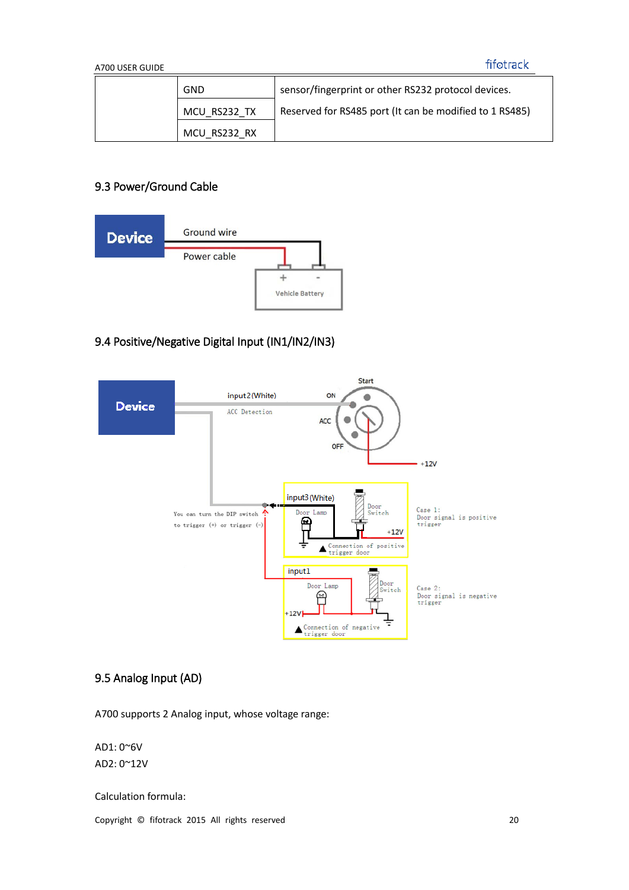| | | |
|---|---|---|
| | GND | sensor/fingerprint or other RS232 protocol devices. |
| | MCU_RS232_TX | Reserved for RS485 port (It can be modified to 1 RS485) |
| | MCU_RS232_RX | |

## 9.3 Power/Ground Cable

Device

Ground wire

Power cable

+

-

Vehicle Battery

## 9.4 Positive/Negative Digital Input (IN1/IN2/IN3)

Device

input2(White)

ACC Detection

Start

ON

ACC

OFF

+12V

You can turn the DIP switch to trigger (+) or trigger (-)

input3(White)

Door Lamp

Door Switch

+12V

Connection of positive trigger door

Case 1: Door signal is positive trigger

input1

Door Lamp

Door Switch

+12V

Connection of negative trigger door

Case 2: Door signal is negative trigger

## 9.5 Analog Input (AD)

A700 supports 2 Analog input, whose voltage range:

AD1: 0~6V
AD2: 0~12V

Calculation formula: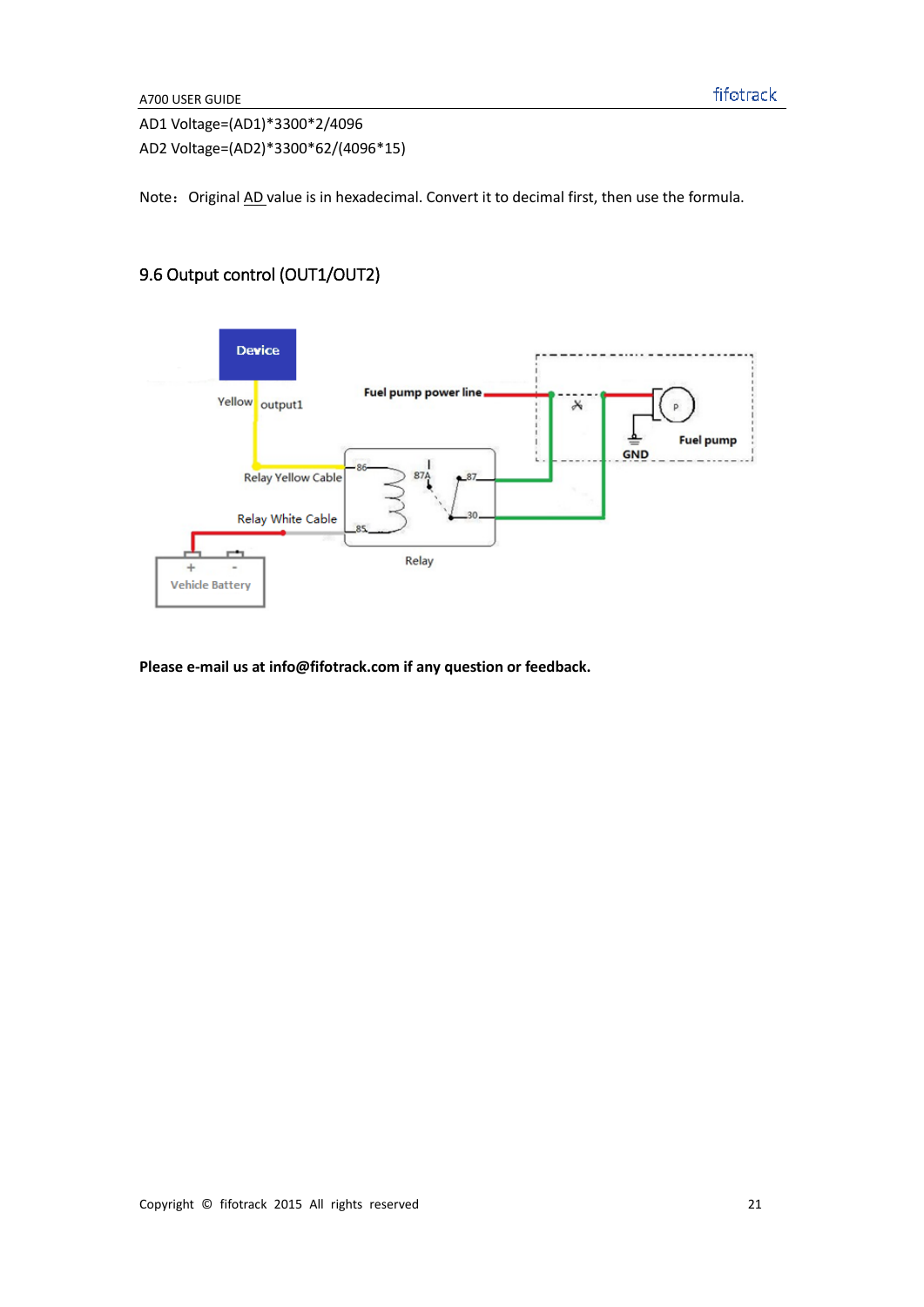AD1 Voltage=(AD1)*3300*2/4096

AD2 Voltage=(AD2)*3300*62/(4096*15)

Note： Original AD value is in hexadecimal. Convert it to decimal first, then use the formula.

## 9.6 Output control (OUT1/OUT2)

Device

Yellow

output1

Fuel pump power line

Fuel pump

GND

Relay Yellow Cable

Relay White Cable

86

87A

87

30

85

Relay

+

-

Vehicle Battery

**Please e-mail us at info@fifotrack.com if any question or feedback.**

Copyright © fifotrack 2015 All rights reserved